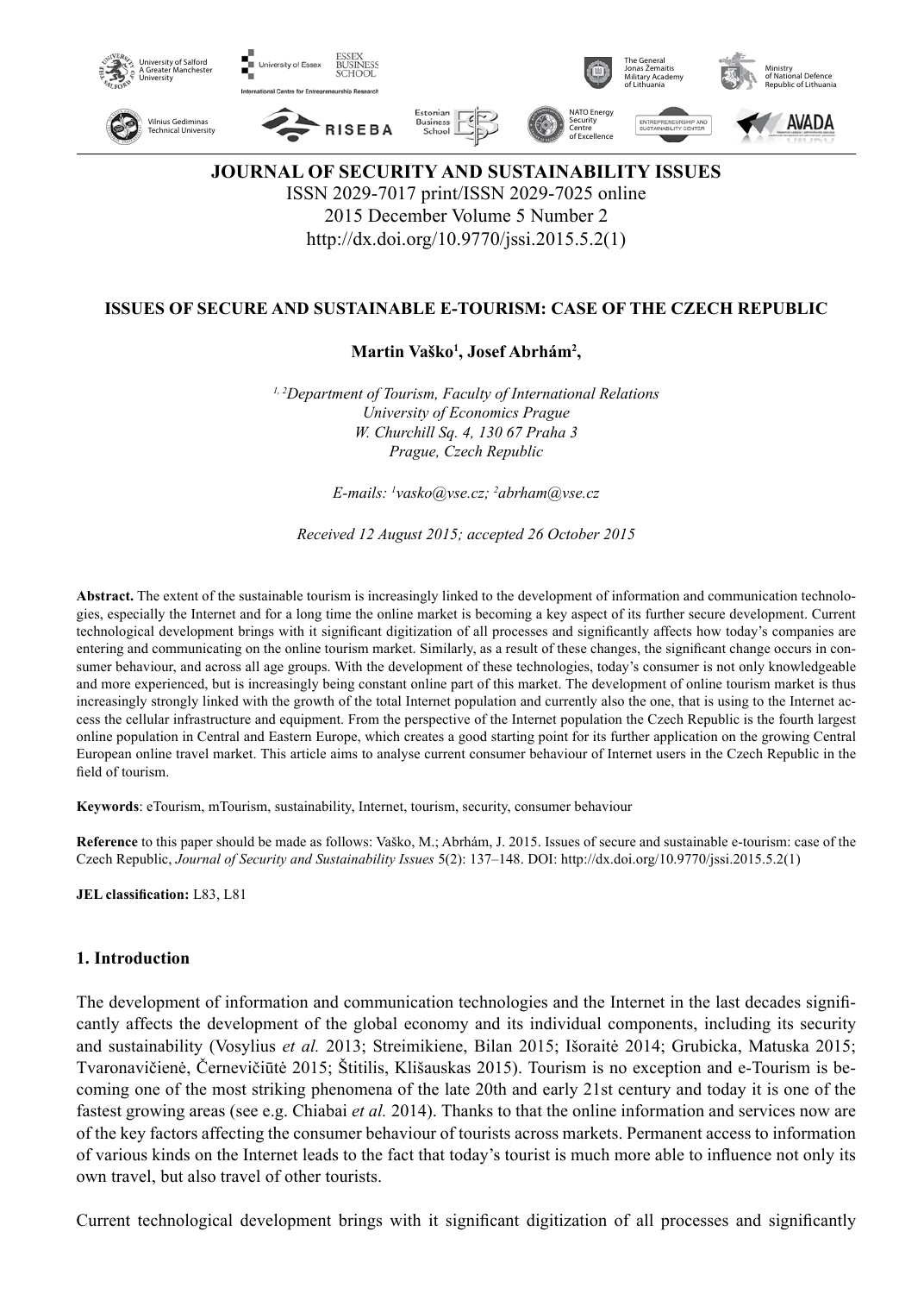# JOURNAL OF SECURITY AND SUSTAINABILITY ISSUES

ISSN 2029-7017 print/ISSN 2029-7025 online
2015 December Volume 5 Number 2
http://dx.doi.org/10.9770/jssi.2015.5.2(1)

## ISSUES OF SECURE AND SUSTAINABLE E-TOURISM: CASE OF THE CZECH REPUBLIC

**Martin Vaško[1], Josef Abrhám[2],**

*[1, 2]Department of Tourism, Faculty of International Relations*
*University of Economics Prague*
*W. Churchill Sq. 4, 130 67 Praha 3*
*Prague, Czech Republic*

*E-mails: [1]vasko@vse.cz; [2]abrham@vse.cz*

*Received 12 August 2015; accepted 26 October 2015*

**Abstract.** The extent of the sustainable tourism is increasingly linked to the development of information and communication technologies, especially the Internet and for a long time the online market is becoming a key aspect of its further secure development. Current technological development brings with it significant digitization of all processes and significantly affects how today's companies are entering and communicating on the online tourism market. Similarly, as a result of these changes, the significant change occurs in consumer behaviour, and across all age groups. With the development of these technologies, today's consumer is not only knowledgeable and more experienced, but is increasingly being constant online part of this market. The development of online tourism market is thus increasingly strongly linked with the growth of the total Internet population and currently also the one, that is using to the Internet access the cellular infrastructure and equipment. From the perspective of the Internet population the Czech Republic is the fourth largest online population in Central and Eastern Europe, which creates a good starting point for its further application on the growing Central European online travel market. This article aims to analyse current consumer behaviour of Internet users in the Czech Republic in the field of tourism.

**Keywords**: eTourism, mTourism, sustainability, Internet, tourism, security, consumer behaviour

**Reference** to this paper should be made as follows: Vaško, M.; Abrhám, J. 2015. Issues of secure and sustainable e-tourism: case of the Czech Republic, *Journal of Security and Sustainability Issues* 5(2): 137–148. DOI: http://dx.doi.org/10.9770/jssi.2015.5.2(1)

**JEL classification:** L83, L81

## 1. Introduction

The development of information and communication technologies and the Internet in the last decades significantly affects the development of the global economy and its individual components, including its security and sustainability (Vosylius *et al.* 2013; Streimikiene, Bilan 2015; Išoraitė 2014; Grubicka, Matuska 2015; Tvaronavičienė, Černevičiūtė 2015; Štitilis, Klišauskas 2015). Tourism is no exception and e-Tourism is becoming one of the most striking phenomena of the late 20th and early 21st century and today it is one of the fastest growing areas (see e.g. Chiabai *et al.* 2014). Thanks to that the online information and services now are of the key factors affecting the consumer behaviour of tourists across markets. Permanent access to information of various kinds on the Internet leads to the fact that today's tourist is much more able to influence not only its own travel, but also travel of other tourists.

Current technological development brings with it significant digitization of all processes and significantly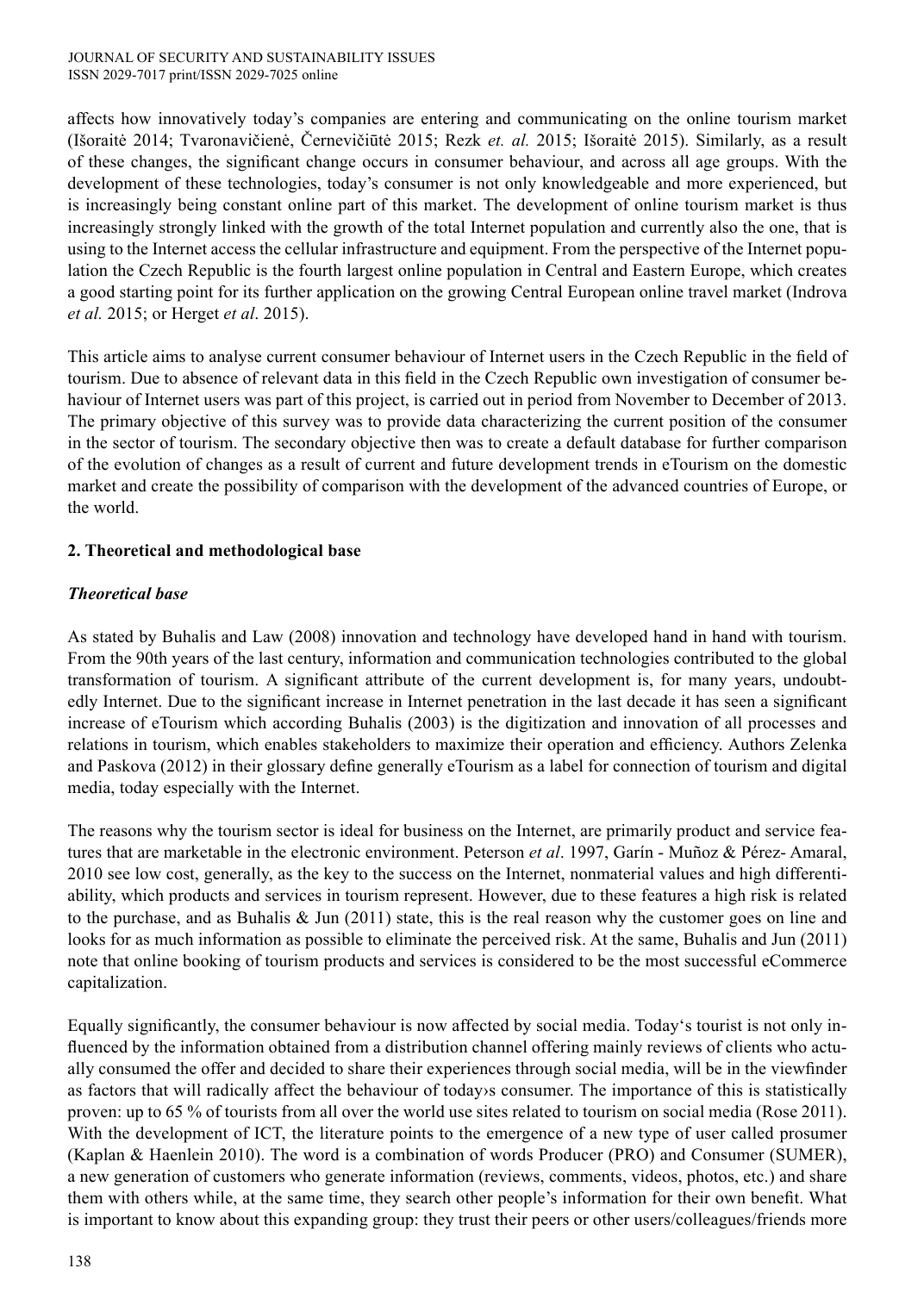affects how innovatively today's companies are entering and communicating on the online tourism market (Išoraitė 2014; Tvaronavičienė, Černevičiūtė 2015; Rezk *et. al.* 2015; Išoraitė 2015). Similarly, as a result of these changes, the significant change occurs in consumer behaviour, and across all age groups. With the development of these technologies, today's consumer is not only knowledgeable and more experienced, but is increasingly being constant online part of this market. The development of online tourism market is thus increasingly strongly linked with the growth of the total Internet population and currently also the one, that is using to the Internet access the cellular infrastructure and equipment. From the perspective of the Internet population the Czech Republic is the fourth largest online population in Central and Eastern Europe, which creates a good starting point for its further application on the growing Central European online travel market (Indrova *et al.* 2015; or Herget *et al*. 2015).

This article aims to analyse current consumer behaviour of Internet users in the Czech Republic in the field of tourism. Due to absence of relevant data in this field in the Czech Republic own investigation of consumer behaviour of Internet users was part of this project, is carried out in period from November to December of 2013. The primary objective of this survey was to provide data characterizing the current position of the consumer in the sector of tourism. The secondary objective then was to create a default database for further comparison of the evolution of changes as a result of current and future development trends in eTourism on the domestic market and create the possibility of comparison with the development of the advanced countries of Europe, or the world.

## 2. Theoretical and methodological base

### *Theoretical base*

As stated by Buhalis and Law (2008) innovation and technology have developed hand in hand with tourism. From the 90th years of the last century, information and communication technologies contributed to the global transformation of tourism. A significant attribute of the current development is, for many years, undoubtedly Internet. Due to the significant increase in Internet penetration in the last decade it has seen a significant increase of eTourism which according Buhalis (2003) is the digitization and innovation of all processes and relations in tourism, which enables stakeholders to maximize their operation and efficiency. Authors Zelenka and Paskova (2012) in their glossary define generally eTourism as a label for connection of tourism and digital media, today especially with the Internet.

The reasons why the tourism sector is ideal for business on the Internet, are primarily product and service features that are marketable in the electronic environment. Peterson *et al*. 1997, Garín - Muñoz & Pérez- Amaral, 2010 see low cost, generally, as the key to the success on the Internet, nonmaterial values and high differentiability, which products and services in tourism represent. However, due to these features a high risk is related to the purchase, and as Buhalis & Jun (2011) state, this is the real reason why the customer goes on line and looks for as much information as possible to eliminate the perceived risk. At the same, Buhalis and Jun (2011) note that online booking of tourism products and services is considered to be the most successful eCommerce capitalization.

Equally significantly, the consumer behaviour is now affected by social media. Today's tourist is not only influenced by the information obtained from a distribution channel offering mainly reviews of clients who actually consumed the offer and decided to share their experiences through social media, will be in the viewfinder as factors that will radically affect the behaviour of today›s consumer. The importance of this is statistically proven: up to 65 % of tourists from all over the world use sites related to tourism on social media (Rose 2011). With the development of ICT, the literature points to the emergence of a new type of user called prosumer (Kaplan & Haenlein 2010). The word is a combination of words Producer (PRO) and Consumer (SUMER), a new generation of customers who generate information (reviews, comments, videos, photos, etc.) and share them with others while, at the same time, they search other people's information for their own benefit. What is important to know about this expanding group: they trust their peers or other users/colleagues/friends more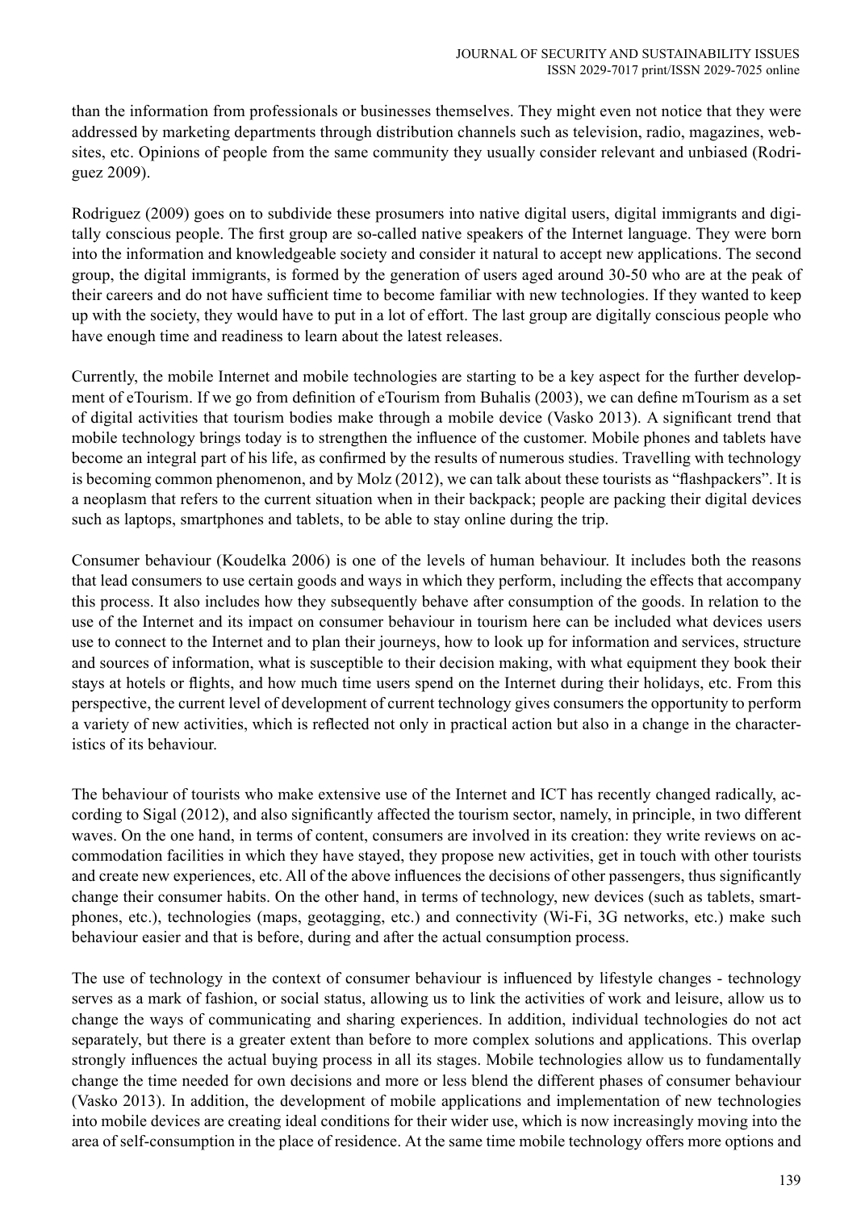than the information from professionals or businesses themselves. They might even not notice that they were addressed by marketing departments through distribution channels such as television, radio, magazines, websites, etc. Opinions of people from the same community they usually consider relevant and unbiased (Rodriguez 2009).

Rodriguez (2009) goes on to subdivide these prosumers into native digital users, digital immigrants and digitally conscious people. The first group are so-called native speakers of the Internet language. They were born into the information and knowledgeable society and consider it natural to accept new applications. The second group, the digital immigrants, is formed by the generation of users aged around 30-50 who are at the peak of their careers and do not have sufficient time to become familiar with new technologies. If they wanted to keep up with the society, they would have to put in a lot of effort. The last group are digitally conscious people who have enough time and readiness to learn about the latest releases.

Currently, the mobile Internet and mobile technologies are starting to be a key aspect for the further development of eTourism. If we go from definition of eTourism from Buhalis (2003), we can define mTourism as a set of digital activities that tourism bodies make through a mobile device (Vasko 2013). A significant trend that mobile technology brings today is to strengthen the influence of the customer. Mobile phones and tablets have become an integral part of his life, as confirmed by the results of numerous studies. Travelling with technology is becoming common phenomenon, and by Molz (2012), we can talk about these tourists as "flashpackers". It is a neoplasm that refers to the current situation when in their backpack; people are packing their digital devices such as laptops, smartphones and tablets, to be able to stay online during the trip.

Consumer behaviour (Koudelka 2006) is one of the levels of human behaviour. It includes both the reasons that lead consumers to use certain goods and ways in which they perform, including the effects that accompany this process. It also includes how they subsequently behave after consumption of the goods. In relation to the use of the Internet and its impact on consumer behaviour in tourism here can be included what devices users use to connect to the Internet and to plan their journeys, how to look up for information and services, structure and sources of information, what is susceptible to their decision making, with what equipment they book their stays at hotels or flights, and how much time users spend on the Internet during their holidays, etc. From this perspective, the current level of development of current technology gives consumers the opportunity to perform a variety of new activities, which is reflected not only in practical action but also in a change in the characteristics of its behaviour.

The behaviour of tourists who make extensive use of the Internet and ICT has recently changed radically, according to Sigal (2012), and also significantly affected the tourism sector, namely, in principle, in two different waves. On the one hand, in terms of content, consumers are involved in its creation: they write reviews on accommodation facilities in which they have stayed, they propose new activities, get in touch with other tourists and create new experiences, etc. All of the above influences the decisions of other passengers, thus significantly change their consumer habits. On the other hand, in terms of technology, new devices (such as tablets, smartphones, etc.), technologies (maps, geotagging, etc.) and connectivity (Wi-Fi, 3G networks, etc.) make such behaviour easier and that is before, during and after the actual consumption process.

The use of technology in the context of consumer behaviour is influenced by lifestyle changes - technology serves as a mark of fashion, or social status, allowing us to link the activities of work and leisure, allow us to change the ways of communicating and sharing experiences. In addition, individual technologies do not act separately, but there is a greater extent than before to more complex solutions and applications. This overlap strongly influences the actual buying process in all its stages. Mobile technologies allow us to fundamentally change the time needed for own decisions and more or less blend the different phases of consumer behaviour (Vasko 2013). In addition, the development of mobile applications and implementation of new technologies into mobile devices are creating ideal conditions for their wider use, which is now increasingly moving into the area of self-consumption in the place of residence. At the same time mobile technology offers more options and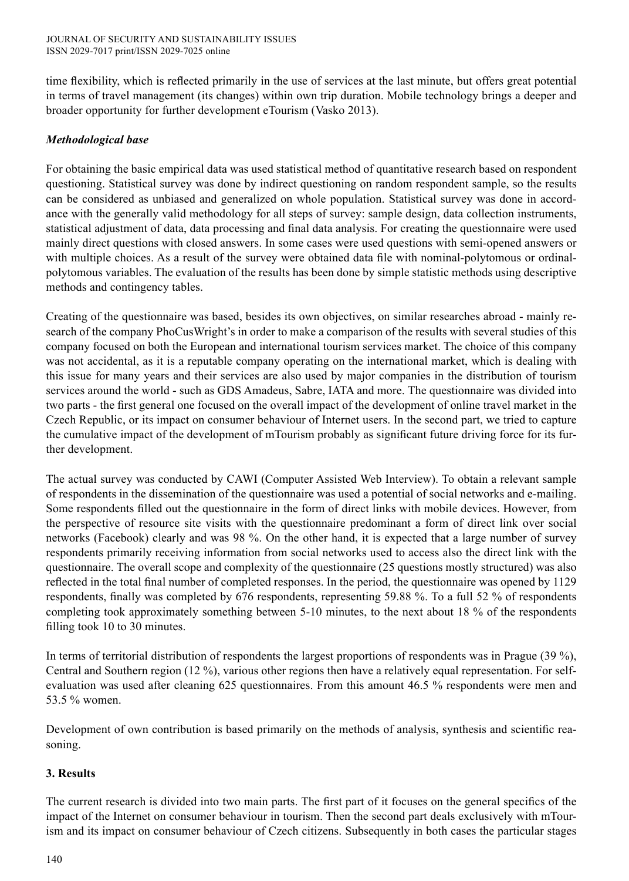time flexibility, which is reflected primarily in the use of services at the last minute, but offers great potential in terms of travel management (its changes) within own trip duration. Mobile technology brings a deeper and broader opportunity for further development eTourism (Vasko 2013).

### *Methodological base*

For obtaining the basic empirical data was used statistical method of quantitative research based on respondent questioning. Statistical survey was done by indirect questioning on random respondent sample, so the results can be considered as unbiased and generalized on whole population. Statistical survey was done in accordance with the generally valid methodology for all steps of survey: sample design, data collection instruments, statistical adjustment of data, data processing and final data analysis. For creating the questionnaire were used mainly direct questions with closed answers. In some cases were used questions with semi-opened answers or with multiple choices. As a result of the survey were obtained data file with nominal-polytomous or ordinal-polytomous variables. The evaluation of the results has been done by simple statistic methods using descriptive methods and contingency tables.

Creating of the questionnaire was based, besides its own objectives, on similar researches abroad - mainly research of the company PhoCusWright's in order to make a comparison of the results with several studies of this company focused on both the European and international tourism services market. The choice of this company was not accidental, as it is a reputable company operating on the international market, which is dealing with this issue for many years and their services are also used by major companies in the distribution of tourism services around the world - such as GDS Amadeus, Sabre, IATA and more. The questionnaire was divided into two parts - the first general one focused on the overall impact of the development of online travel market in the Czech Republic, or its impact on consumer behaviour of Internet users. In the second part, we tried to capture the cumulative impact of the development of mTourism probably as significant future driving force for its further development.

The actual survey was conducted by CAWI (Computer Assisted Web Interview). To obtain a relevant sample of respondents in the dissemination of the questionnaire was used a potential of social networks and e-mailing. Some respondents filled out the questionnaire in the form of direct links with mobile devices. However, from the perspective of resource site visits with the questionnaire predominant a form of direct link over social networks (Facebook) clearly and was 98 %. On the other hand, it is expected that a large number of survey respondents primarily receiving information from social networks used to access also the direct link with the questionnaire. The overall scope and complexity of the questionnaire (25 questions mostly structured) was also reflected in the total final number of completed responses. In the period, the questionnaire was opened by 1129 respondents, finally was completed by 676 respondents, representing 59.88 %. To a full 52 % of respondents completing took approximately something between 5-10 minutes, to the next about 18 % of the respondents filling took 10 to 30 minutes.

In terms of territorial distribution of respondents the largest proportions of respondents was in Prague (39 %), Central and Southern region (12 %), various other regions then have a relatively equal representation. For self-evaluation was used after cleaning 625 questionnaires. From this amount 46.5 % respondents were men and 53.5 % women.

Development of own contribution is based primarily on the methods of analysis, synthesis and scientific reasoning.

## 3. Results

The current research is divided into two main parts. The first part of it focuses on the general specifics of the impact of the Internet on consumer behaviour in tourism. Then the second part deals exclusively with mTourism and its impact on consumer behaviour of Czech citizens. Subsequently in both cases the particular stages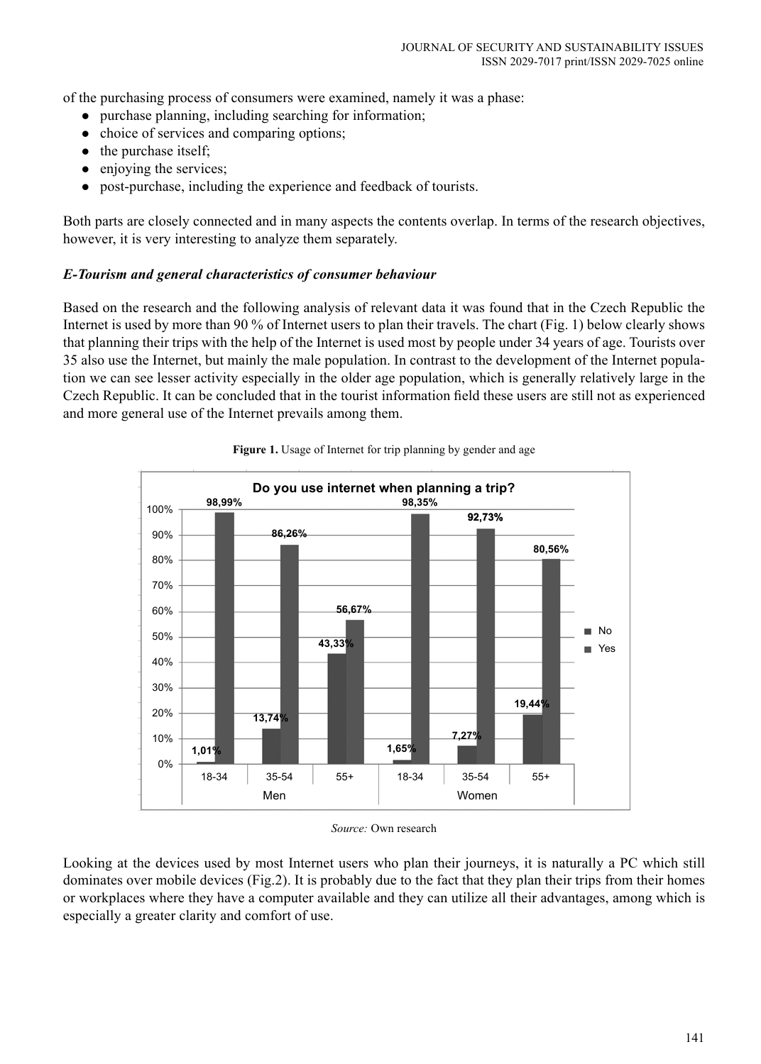of the purchasing process of consumers were examined, namely it was a phase:

- purchase planning, including searching for information;
- choice of services and comparing options;
- the purchase itself;
- enjoying the services;
- post-purchase, including the experience and feedback of tourists.

Both parts are closely connected and in many aspects the contents overlap. In terms of the research objectives, however, it is very interesting to analyze them separately.

### *E-Tourism and general characteristics of consumer behaviour*

Based on the research and the following analysis of relevant data it was found that in the Czech Republic the Internet is used by more than 90 % of Internet users to plan their travels. The chart (Fig. 1) below clearly shows that planning their trips with the help of the Internet is used most by people under 34 years of age. Tourists over 35 also use the Internet, but mainly the male population. In contrast to the development of the Internet population we can see lesser activity especially in the older age population, which is generally relatively large in the Czech Republic. It can be concluded that in the tourist information field these users are still not as experienced and more general use of the Internet prevails among them.

**Figure 1.** Usage of Internet for trip planning by gender and age

Do you use internet when planning a trip?

| | Men 18-34 | Men 35-54 | Men 55+ | Women 18-34 | Women 35-54 | Women 55+ |
|---|---|---|---|---|---|---|
| No | 1,01% | 13,74% | 43,33% | 1,65% | 7,27% | 19,44% |
| Yes | 98,99% | 86,26% | 56,67% | 98,35% | 92,73% | 80,56% |

*Source:* Own research

Looking at the devices used by most Internet users who plan their journeys, it is naturally a PC which still dominates over mobile devices (Fig.2). It is probably due to the fact that they plan their trips from their homes or workplaces where they have a computer available and they can utilize all their advantages, among which is especially a greater clarity and comfort of use.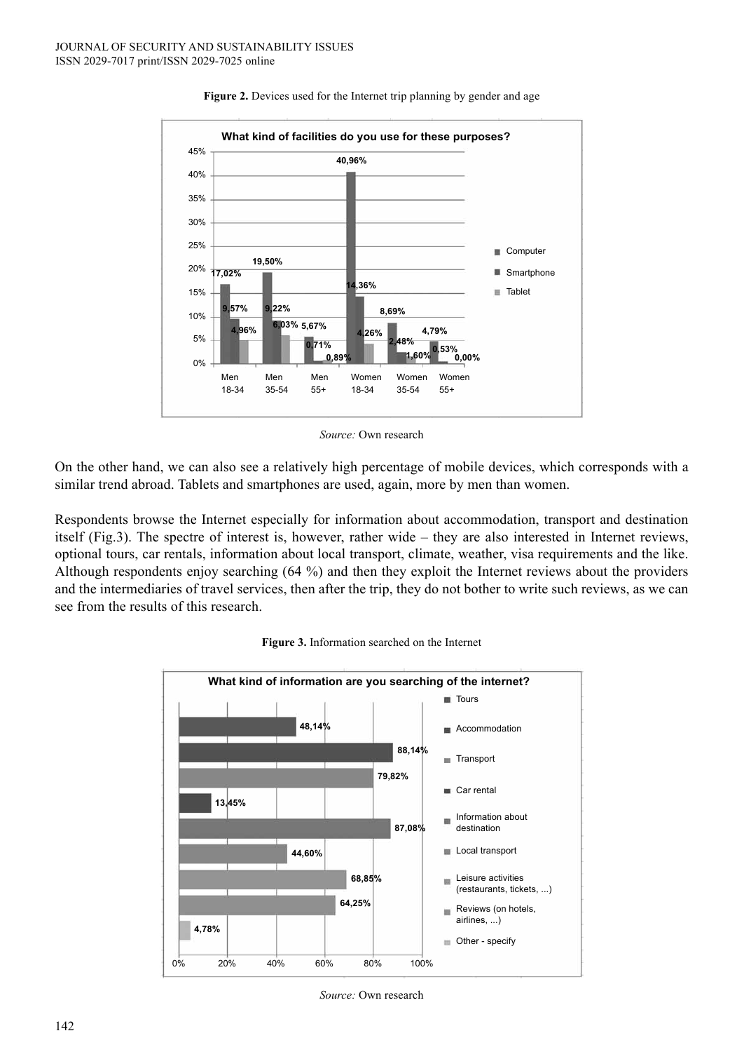**Figure 2.** Devices used for the Internet trip planning by gender and age

*Source:* Own research

On the other hand, we can also see a relatively high percentage of mobile devices, which corresponds with a similar trend abroad. Tablets and smartphones are used, again, more by men than women.

Respondents browse the Internet especially for information about accommodation, transport and destination itself (Fig.3). The spectre of interest is, however, rather wide – they are also interested in Internet reviews, optional tours, car rentals, information about local transport, climate, weather, visa requirements and the like. Although respondents enjoy searching (64 %) and then they exploit the Internet reviews about the providers and the intermediaries of travel services, then after the trip, they do not bother to write such reviews, as we can see from the results of this research.

**Figure 3.** Information searched on the Internet

*Source:* Own research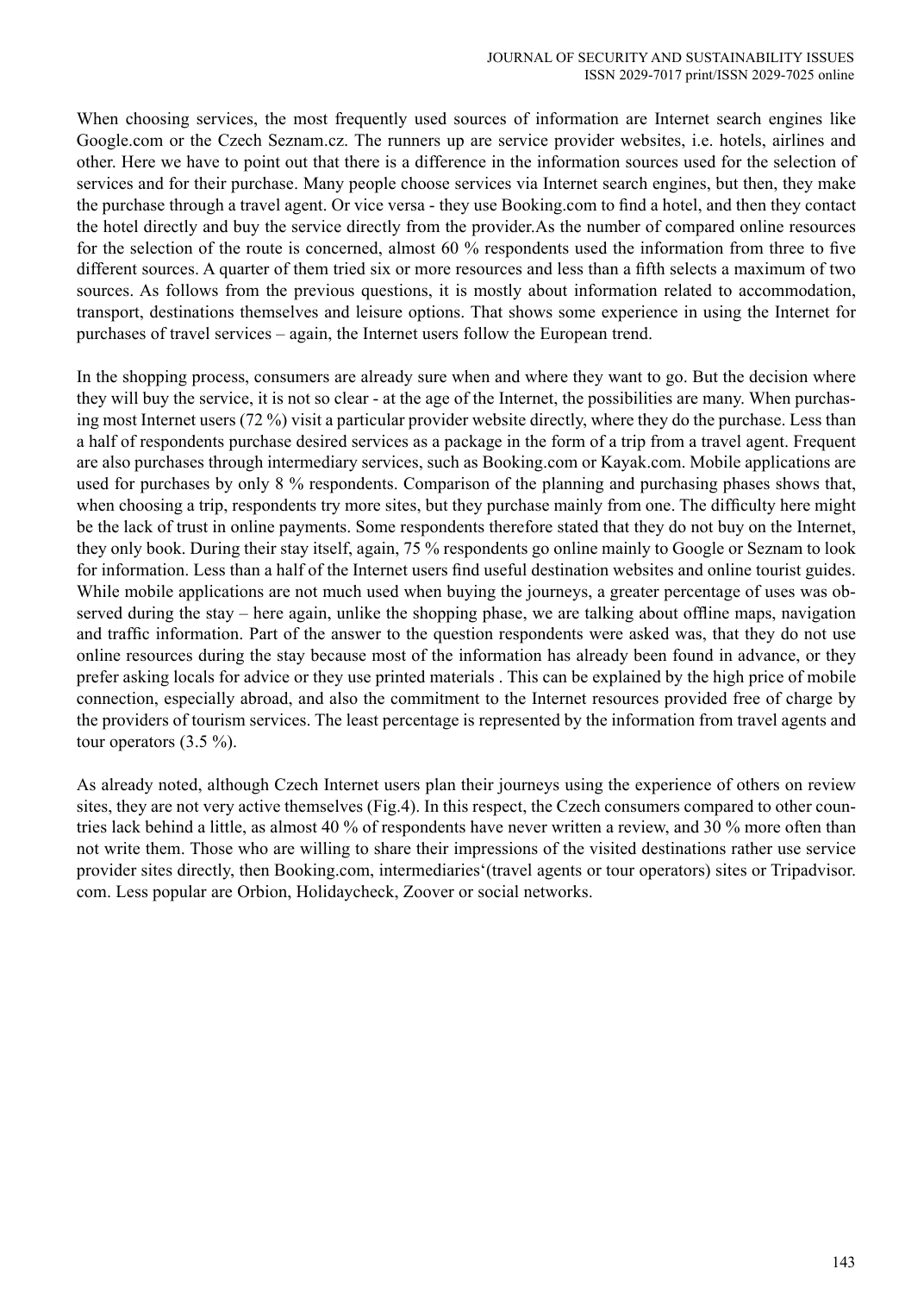When choosing services, the most frequently used sources of information are Internet search engines like Google.com or the Czech Seznam.cz. The runners up are service provider websites, i.e. hotels, airlines and other. Here we have to point out that there is a difference in the information sources used for the selection of services and for their purchase. Many people choose services via Internet search engines, but then, they make the purchase through a travel agent. Or vice versa - they use Booking.com to find a hotel, and then they contact the hotel directly and buy the service directly from the provider.As the number of compared online resources for the selection of the route is concerned, almost 60 % respondents used the information from three to five different sources. A quarter of them tried six or more resources and less than a fifth selects a maximum of two sources. As follows from the previous questions, it is mostly about information related to accommodation, transport, destinations themselves and leisure options. That shows some experience in using the Internet for purchases of travel services – again, the Internet users follow the European trend.

In the shopping process, consumers are already sure when and where they want to go. But the decision where they will buy the service, it is not so clear - at the age of the Internet, the possibilities are many. When purchasing most Internet users (72 %) visit a particular provider website directly, where they do the purchase. Less than a half of respondents purchase desired services as a package in the form of a trip from a travel agent. Frequent are also purchases through intermediary services, such as Booking.com or Kayak.com. Mobile applications are used for purchases by only 8 % respondents. Comparison of the planning and purchasing phases shows that, when choosing a trip, respondents try more sites, but they purchase mainly from one. The difficulty here might be the lack of trust in online payments. Some respondents therefore stated that they do not buy on the Internet, they only book. During their stay itself, again, 75 % respondents go online mainly to Google or Seznam to look for information. Less than a half of the Internet users find useful destination websites and online tourist guides. While mobile applications are not much used when buying the journeys, a greater percentage of uses was observed during the stay – here again, unlike the shopping phase, we are talking about offline maps, navigation and traffic information. Part of the answer to the question respondents were asked was, that they do not use online resources during the stay because most of the information has already been found in advance, or they prefer asking locals for advice or they use printed materials . This can be explained by the high price of mobile connection, especially abroad, and also the commitment to the Internet resources provided free of charge by the providers of tourism services. The least percentage is represented by the information from travel agents and tour operators (3.5 %).

As already noted, although Czech Internet users plan their journeys using the experience of others on review sites, they are not very active themselves (Fig.4). In this respect, the Czech consumers compared to other countries lack behind a little, as almost 40 % of respondents have never written a review, and 30 % more often than not write them. Those who are willing to share their impressions of the visited destinations rather use service provider sites directly, then Booking.com, intermediaries‘(travel agents or tour operators) sites or Tripadvisor.com. Less popular are Orbion, Holidaycheck, Zoover or social networks.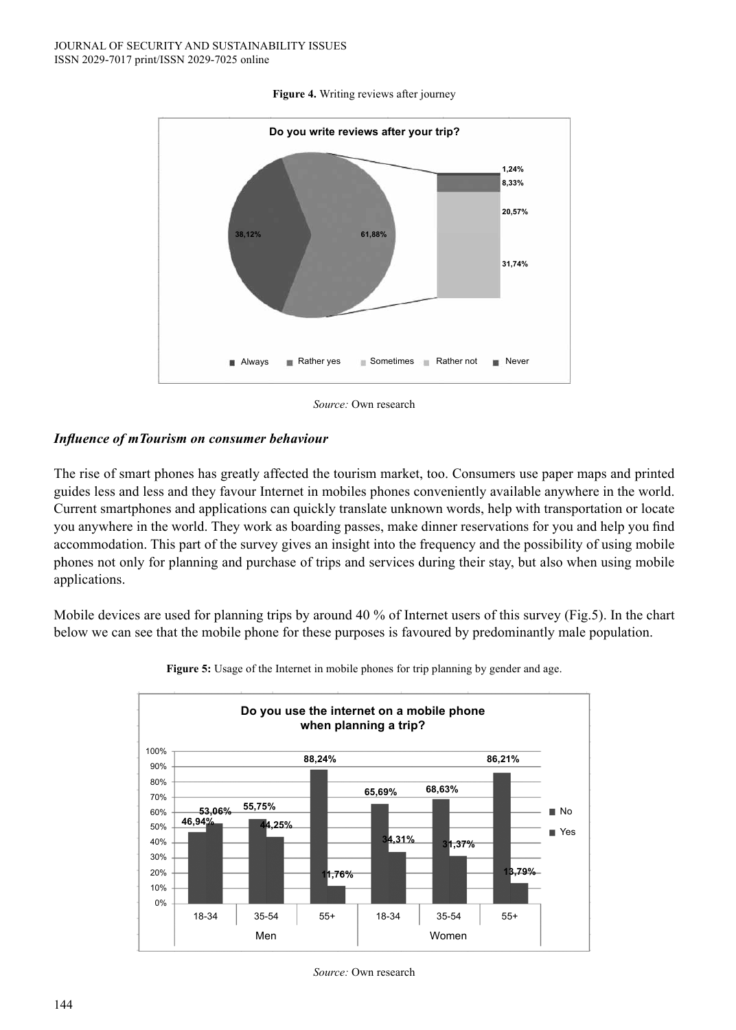**Figure 4.** Writing reviews after journey

*Source:* Own research

### *Influence of mTourism on consumer behaviour*

The rise of smart phones has greatly affected the tourism market, too. Consumers use paper maps and printed guides less and less and they favour Internet in mobiles phones conveniently available anywhere in the world. Current smartphones and applications can quickly translate unknown words, help with transportation or locate you anywhere in the world. They work as boarding passes, make dinner reservations for you and help you find accommodation. This part of the survey gives an insight into the frequency and the possibility of using mobile phones not only for planning and purchase of trips and services during their stay, but also when using mobile applications.

Mobile devices are used for planning trips by around 40 % of Internet users of this survey (Fig.5). In the chart below we can see that the mobile phone for these purposes is favoured by predominantly male population.

**Figure 5:** Usage of the Internet in mobile phones for trip planning by gender and age.

*Source:* Own research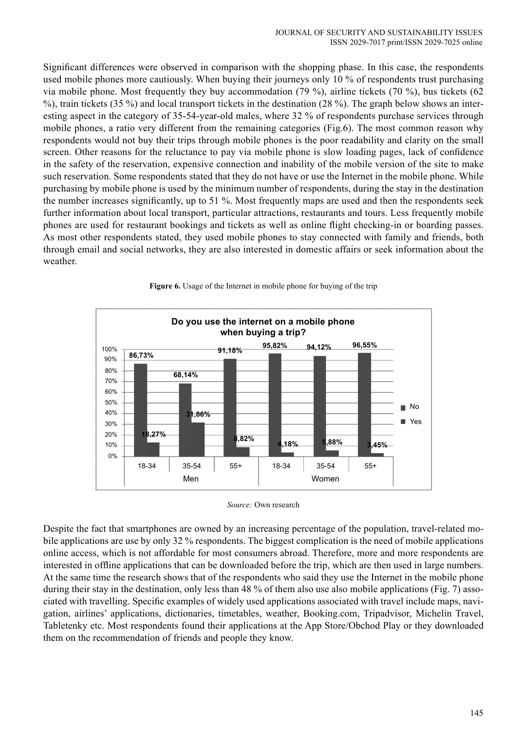Significant differences were observed in comparison with the shopping phase. In this case, the respondents used mobile phones more cautiously. When buying their journeys only 10 % of respondents trust purchasing via mobile phone. Most frequently they buy accommodation (79 %), airline tickets (70 %), bus tickets (62 %), train tickets (35 %) and local transport tickets in the destination (28 %). The graph below shows an interesting aspect in the category of 35-54-year-old males, where 32 % of respondents purchase services through mobile phones, a ratio very different from the remaining categories (Fig.6). The most common reason why respondents would not buy their trips through mobile phones is the poor readability and clarity on the small screen. Other reasons for the reluctance to pay via mobile phone is slow loading pages, lack of confidence in the safety of the reservation, expensive connection and inability of the mobile version of the site to make such reservation. Some respondents stated that they do not have or use the Internet in the mobile phone. While purchasing by mobile phone is used by the minimum number of respondents, during the stay in the destination the number increases significantly, up to 51 %. Most frequently maps are used and then the respondents seek further information about local transport, particular attractions, restaurants and tours. Less frequently mobile phones are used for restaurant bookings and tickets as well as online flight checking-in or boarding passes. As most other respondents stated, they used mobile phones to stay connected with family and friends, both through email and social networks, they are also interested in domestic affairs or seek information about the weather.

**Figure 6.** Usage of the Internet in mobile phone for buying of the trip

**Do you use the internet on a mobile phone when buying a trip?**

| | Men 18-34 | Men 35-54 | Men 55+ | Women 18-34 | Women 35-54 | Women 55+ |
|---|---|---|---|---|---|---|
| No | 86,73% | 68,14% | 91,18% | 95,82% | 94,12% | 96,55% |
| Yes | 13,27% | 31,86% | 8,82% | 4,18% | 5,88% | 3,45% |

*Source:* Own research

Despite the fact that smartphones are owned by an increasing percentage of the population, travel-related mobile applications are use by only 32 % respondents. The biggest complication is the need of mobile applications online access, which is not affordable for most consumers abroad. Therefore, more and more respondents are interested in offline applications that can be downloaded before the trip, which are then used in large numbers. At the same time the research shows that of the respondents who said they use the Internet in the mobile phone during their stay in the destination, only less than 48 % of them also use also mobile applications (Fig. 7) associated with travelling. Specific examples of widely used applications associated with travel include maps, navigation, airlines' applications, dictionaries, timetables, weather, Booking.com, Tripadvisor, Michelin Travel, Tabletenky etc. Most respondents found their applications at the App Store/Obchod Play or they downloaded them on the recommendation of friends and people they know.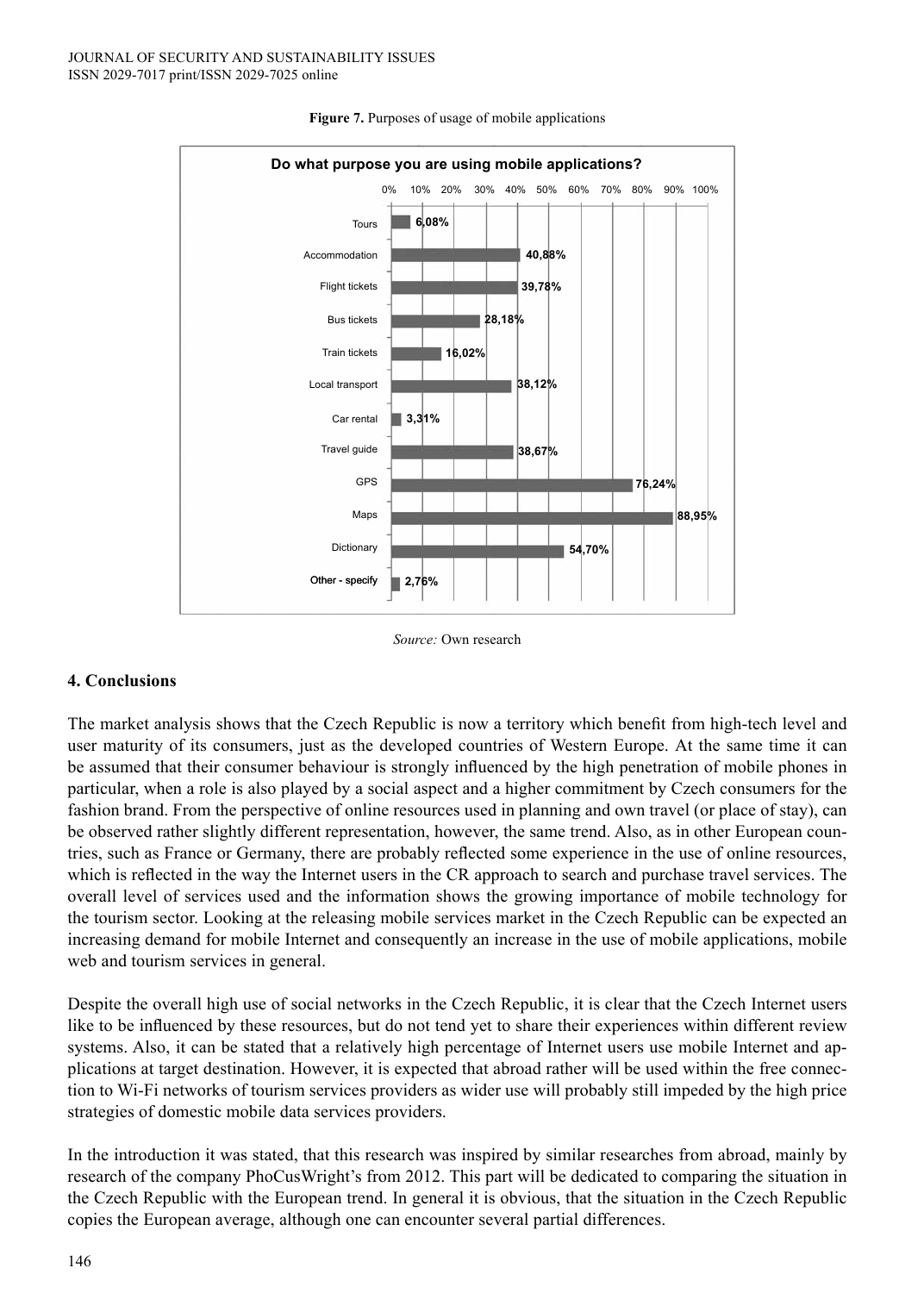**Figure 7.** Purposes of usage of mobile applications

| Do what purpose you are using mobile applications? | |
|---|---|
| Tours | 6,08% |
| Accommodation | 40,88% |
| Flight tickets | 39,78% |
| Bus tickets | 28,18% |
| Train tickets | 16,02% |
| Local transport | 38,12% |
| Car rental | 3,31% |
| Travel guide | 38,67% |
| GPS | 76,24% |
| Maps | 88,95% |
| Dictionary | 54,70% |
| Other - specify | 2,76% |

*Source:* Own research

## 4. Conclusions

The market analysis shows that the Czech Republic is now a territory which benefit from high-tech level and user maturity of its consumers, just as the developed countries of Western Europe. At the same time it can be assumed that their consumer behaviour is strongly influenced by the high penetration of mobile phones in particular, when a role is also played by a social aspect and a higher commitment by Czech consumers for the fashion brand. From the perspective of online resources used in planning and own travel (or place of stay), can be observed rather slightly different representation, however, the same trend. Also, as in other European countries, such as France or Germany, there are probably reflected some experience in the use of online resources, which is reflected in the way the Internet users in the CR approach to search and purchase travel services. The overall level of services used and the information shows the growing importance of mobile technology for the tourism sector. Looking at the releasing mobile services market in the Czech Republic can be expected an increasing demand for mobile Internet and consequently an increase in the use of mobile applications, mobile web and tourism services in general.

Despite the overall high use of social networks in the Czech Republic, it is clear that the Czech Internet users like to be influenced by these resources, but do not tend yet to share their experiences within different review systems. Also, it can be stated that a relatively high percentage of Internet users use mobile Internet and applications at target destination. However, it is expected that abroad rather will be used within the free connection to Wi-Fi networks of tourism services providers as wider use will probably still impeded by the high price strategies of domestic mobile data services providers.

In the introduction it was stated, that this research was inspired by similar researches from abroad, mainly by research of the company PhoCusWright's from 2012. This part will be dedicated to comparing the situation in the Czech Republic with the European trend. In general it is obvious, that the situation in the Czech Republic copies the European average, although one can encounter several partial differences.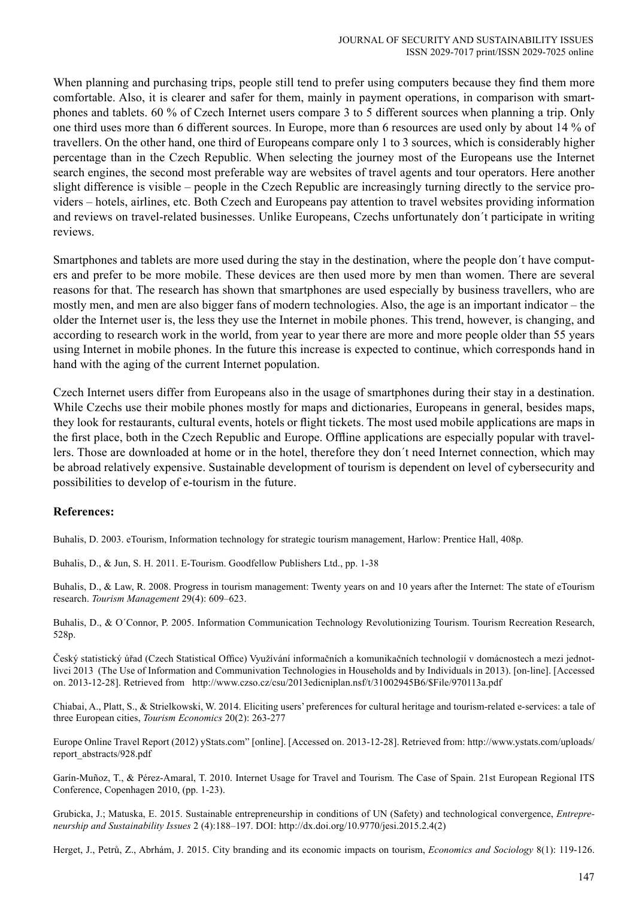When planning and purchasing trips, people still tend to prefer using computers because they find them more comfortable. Also, it is clearer and safer for them, mainly in payment operations, in comparison with smartphones and tablets. 60 % of Czech Internet users compare 3 to 5 different sources when planning a trip. Only one third uses more than 6 different sources. In Europe, more than 6 resources are used only by about 14 % of travellers. On the other hand, one third of Europeans compare only 1 to 3 sources, which is considerably higher percentage than in the Czech Republic. When selecting the journey most of the Europeans use the Internet search engines, the second most preferable way are websites of travel agents and tour operators. Here another slight difference is visible – people in the Czech Republic are increasingly turning directly to the service providers – hotels, airlines, etc. Both Czech and Europeans pay attention to travel websites providing information and reviews on travel-related businesses. Unlike Europeans, Czechs unfortunately don´t participate in writing reviews.

Smartphones and tablets are more used during the stay in the destination, where the people don´t have computers and prefer to be more mobile. These devices are then used more by men than women. There are several reasons for that. The research has shown that smartphones are used especially by business travellers, who are mostly men, and men are also bigger fans of modern technologies. Also, the age is an important indicator – the older the Internet user is, the less they use the Internet in mobile phones. This trend, however, is changing, and according to research work in the world, from year to year there are more and more people older than 55 years using Internet in mobile phones. In the future this increase is expected to continue, which corresponds hand in hand with the aging of the current Internet population.

Czech Internet users differ from Europeans also in the usage of smartphones during their stay in a destination. While Czechs use their mobile phones mostly for maps and dictionaries, Europeans in general, besides maps, they look for restaurants, cultural events, hotels or flight tickets. The most used mobile applications are maps in the first place, both in the Czech Republic and Europe. Offline applications are especially popular with travellers. Those are downloaded at home or in the hotel, therefore they don´t need Internet connection, which may be abroad relatively expensive. Sustainable development of tourism is dependent on level of cybersecurity and possibilities to develop of e-tourism in the future.

## References:

Buhalis, D. 2003. eTourism, Information technology for strategic tourism management, Harlow: Prentice Hall, 408p.

Buhalis, D., & Jun, S. H. 2011. E-Tourism. Goodfellow Publishers Ltd., pp. 1-38

Buhalis, D., & Law, R. 2008. Progress in tourism management: Twenty years on and 10 years after the Internet: The state of eTourism research. *Tourism Management* 29(4): 609–623.

Buhalis, D., & O´Connor, P. 2005. Information Communication Technology Revolutionizing Tourism. Tourism Recreation Research, 528p.

Český statistický úřad (Czech Statistical Office) Využívání informačních a komunikačních technologií v domácnostech a mezi jednotlivci 2013 (The Use of Information and Communivation Technologies in Households and by Individuals in 2013). [on-line]. [Accessed on. 2013-12-28]. Retrieved from http://www.czso.cz/csu/2013edicniplan.nsf/t/31002945B6/$File/970113a.pdf

Chiabai, A., Platt, S., & Strielkowski, W. 2014. Eliciting users' preferences for cultural heritage and tourism-related e-services: a tale of three European cities, *Tourism Economics* 20(2): 263-277

Europe Online Travel Report (2012) yStats.com" [online]. [Accessed on. 2013-12-28]. Retrieved from: http://www.ystats.com/uploads/report_abstracts/928.pdf

Garín-Muñoz, T., & Pérez-Amaral, T. 2010. Internet Usage for Travel and Tourism*.* The Case of Spain. 21st European Regional ITS Conference, Copenhagen 2010, (pp. 1-23).

Grubicka, J.; Matuska, E. 2015. Sustainable entrepreneurship in conditions of UN (Safety) and technological convergence, *Entrepreneurship and Sustainability Issues* 2 (4):188–197. DOI: http://dx.doi.org/10.9770/jesi.2015.2.4(2)

Herget, J., Petrů, Z., Abrhám, J. 2015. City branding and its economic impacts on tourism, *Economics and Sociology* 8(1): 119-126.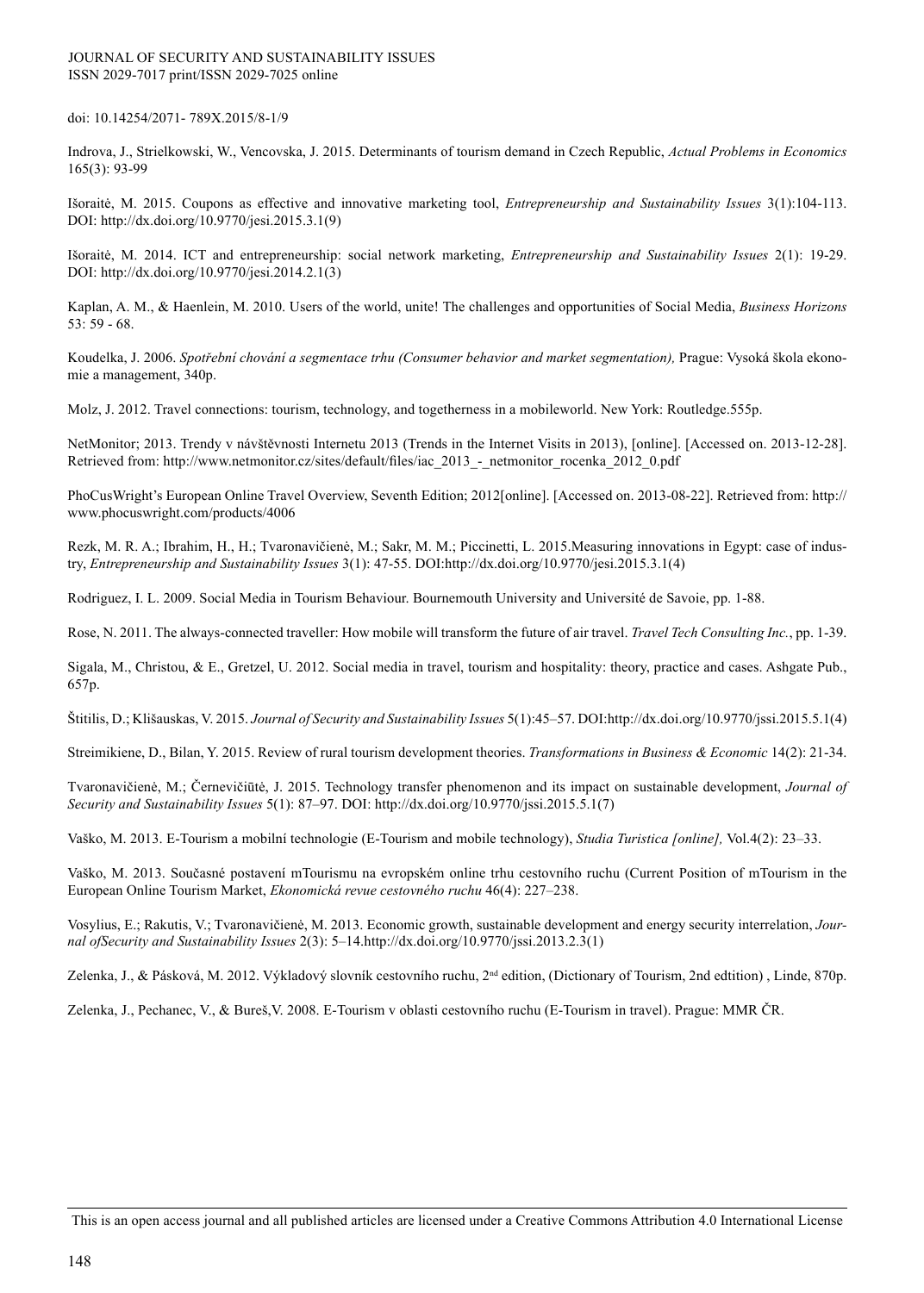doi: 10.14254/2071- 789X.2015/8-1/9

Indrova, J., Strielkowski, W., Vencovska, J. 2015. Determinants of tourism demand in Czech Republic, *Actual Problems in Economics* 165(3): 93-99

Išoraitė, M. 2015. Coupons as effective and innovative marketing tool, *Entrepreneurship and Sustainability Issues* 3(1):104-113. DOI: http://dx.doi.org/10.9770/jesi.2015.3.1(9)

Išoraitė, M. 2014. ICT and entrepreneurship: social network marketing, *Entrepreneurship and Sustainability Issues* 2(1): 19-29. DOI: http://dx.doi.org/10.9770/jesi.2014.2.1(3)

Kaplan, A. M., & Haenlein, M. 2010. Users of the world, unite! The challenges and opportunities of Social Media, *Business Horizons* 53: 59 - 68.

Koudelka, J. 2006. *Spotřební chování a segmentace trhu (Consumer behavior and market segmentation),* Prague: Vysoká škola ekonomie a management, 340p.

Molz, J. 2012. Travel connections: tourism, technology, and togetherness in a mobileworld. New York: Routledge.555p.

NetMonitor; 2013. Trendy v návštěvnosti Internetu 2013 (Trends in the Internet Visits in 2013), [online]. [Accessed on. 2013-12-28]. Retrieved from: http://www.netmonitor.cz/sites/default/files/iac_2013_-_netmonitor_rocenka_2012_0.pdf

PhoCusWright's European Online Travel Overview, Seventh Edition; 2012[online]. [Accessed on. 2013-08-22]. Retrieved from: http://www.phocuswright.com/products/4006

Rezk, M. R. A.; Ibrahim, H., H.; Tvaronavičienė, M.; Sakr, M. M.; Piccinetti, L. 2015.Measuring innovations in Egypt: case of industry, *Entrepreneurship and Sustainability Issues* 3(1): 47-55. DOI:http://dx.doi.org/10.9770/jesi.2015.3.1(4)

Rodriguez, I. L. 2009. Social Media in Tourism Behaviour. Bournemouth University and Université de Savoie, pp. 1-88.

Rose, N. 2011. The always-connected traveller: How mobile will transform the future of air travel. *Travel Tech Consulting Inc.*, pp. 1-39.

Sigala, M., Christou, & E., Gretzel, U. 2012. Social media in travel, tourism and hospitality: theory, practice and cases. Ashgate Pub., 657p.

Štitilis, D.; Klišauskas, V. 2015. *Journal of Security and Sustainability Issues* 5(1):45–57. DOI:http://dx.doi.org/10.9770/jssi.2015.5.1(4)

Streimikiene, D., Bilan, Y. 2015. Review of rural tourism development theories. *Transformations in Business & Economic* 14(2): 21-34.

Tvaronavičienė, M.; Černevičiūtė, J. 2015. Technology transfer phenomenon and its impact on sustainable development, *Journal of Security and Sustainability Issues* 5(1): 87–97. DOI: http://dx.doi.org/10.9770/jssi.2015.5.1(7)

Vaško, M. 2013. E-Tourism a mobilní technologie (E-Tourism and mobile technology), *Studia Turistica [online],* Vol.4(2): 23–33.

Vaško, M. 2013. Současné postavení mTourismu na evropském online trhu cestovního ruchu (Current Position of mTourism in the European Online Tourism Market, *Ekonomická revue cestovného ruchu* 46(4): 227–238.

Vosylius, E.; Rakutis, V.; Tvaronavičienė, M. 2013. Economic growth, sustainable development and energy security interrelation, *Journal ofSecurity and Sustainability Issues* 2(3): 5–14.http://dx.doi.org/10.9770/jssi.2013.2.3(1)

Zelenka, J., & Pásková, M. 2012. Výkladový slovník cestovního ruchu, 2nd edition, (Dictionary of Tourism, 2nd edtition) , Linde, 870p.

Zelenka, J., Pechanec, V., & Bureš,V. 2008. E-Tourism v oblasti cestovního ruchu (E-Tourism in travel). Prague: MMR ČR.